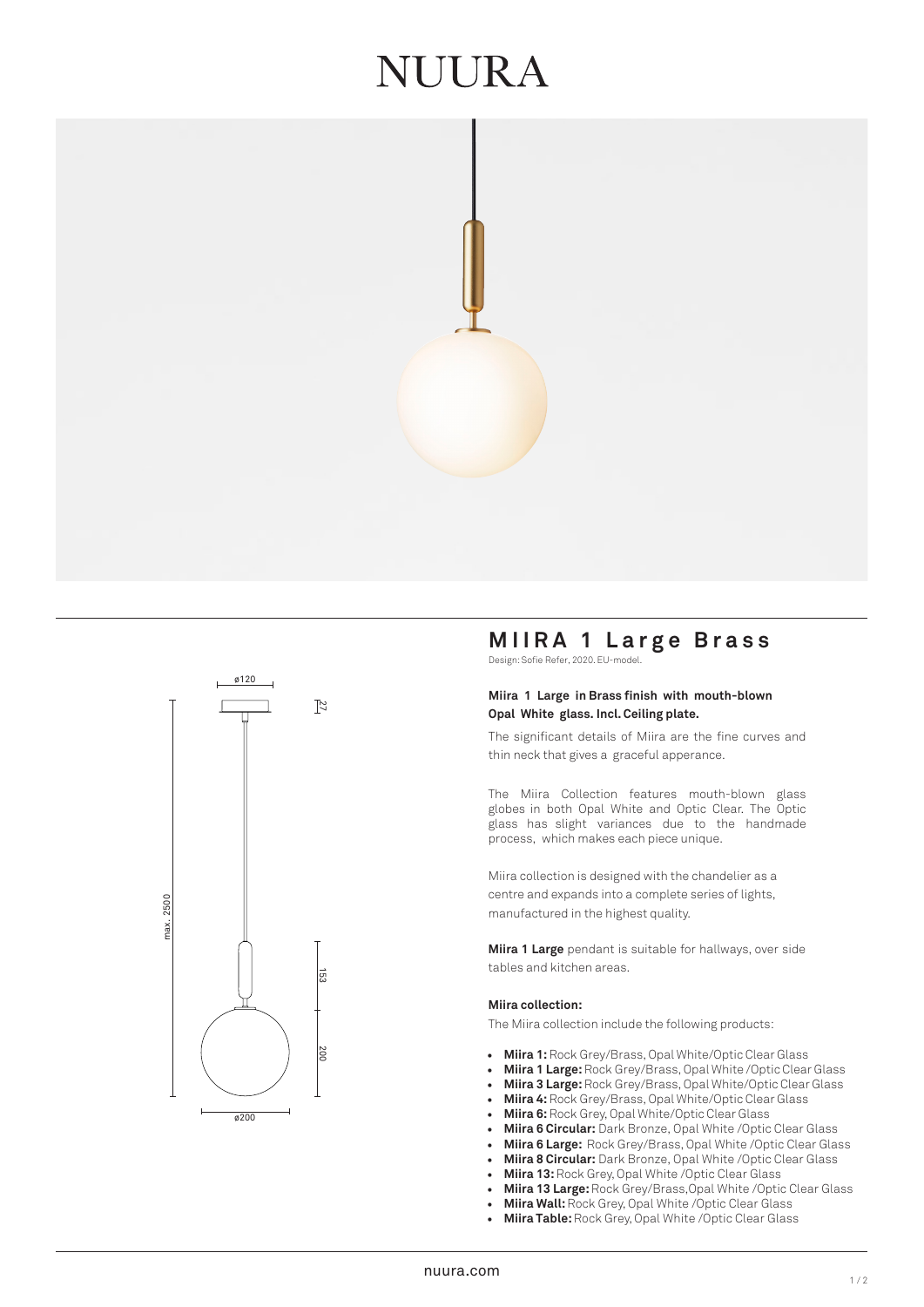# NUURA

## MIIRA 1 Large Brass

Design: Sofie Refer, 2020. EU-model.

**Miira 1 Large in Brass finish with mouth-blown Opal White glass. Incl. Ceiling plate.**

The significant details of Miira are the fine curves and thin neck that gives a graceful apperance.

The Miira Collection features mouth-blown glass globes in both Opal White and Optic Clear. The Optic glass has slight variances due to the handmade process, which makes each piece unique.

Miira collection is designed with the chandelier as a centre and expands into a complete series of lights, manufactured in the highest quality.

**Miira 1 Large** pendant is suitable for hallways, over side tables and kitchen areas.

**Miira collection:**

The Miira collection include the following products:

- **Miira 1:** Rock Grey/Brass, Opal White/Optic Clear Glass
- **Miira 1 Large:** Rock Grey/Brass, Opal White /Optic Clear Glass
- **Miira 3 Large:** Rock Grey/Brass, Opal White/Optic Clear Glass
- **Miira 4:** Rock Grey/Brass, Opal White/Optic Clear Glass
- **Miira 6:** Rock Grey, Opal White/Optic Clear Glass
- **Miira 6 Circular:** Dark Bronze, Opal White /Optic Clear Glass
- **Miira 6 Large:** Rock Grey/Brass, Opal White /Optic Clear Glass
- **Miira 8 Circular:** Dark Bronze, Opal White /Optic Clear Glass
- **Miira 13:** Rock Grey, Opal White /Optic Clear Glass
- **Miira 13 Large:** Rock Grey/Brass,Opal White /Optic Clear Glass
- **Miira Wall:** Rock Grey, Opal White /Optic Clear Glass
- **Miira Table:** Rock Grey, Opal White /Optic Clear Glass

nuura.com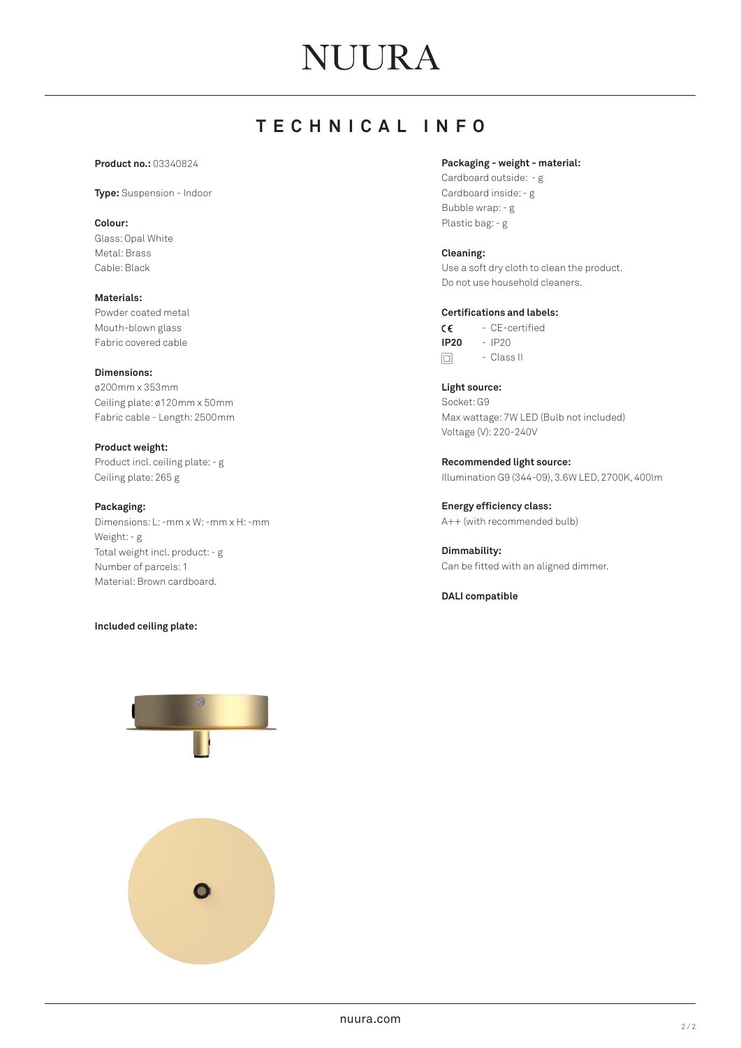# NUURA

## TECHNICAL INFO

**Product no.:** 03340824

**Type:** Suspension - Indoor

**Colour:**
Glass: Opal White
Metal: Brass
Cable: Black

**Materials:**
Powder coated metal
Mouth-blown glass
Fabric covered cable

**Dimensions:**
ø200mm x 353mm
Ceiling plate: ø120mm x 50mm
Fabric cable - Length: 2500mm

**Product weight:**
Product incl. ceiling plate: - g
Ceiling plate: 265 g

**Packaging:**
Dimensions: L: -mm x W: -mm x H: -mm
Weight: - g
Total weight incl. product: - g
Number of parcels: 1
Material: Brown cardboard.

**Included ceiling plate:**

**Packaging - weight - material:**
Cardboard outside: - g
Cardboard inside: - g
Bubble wrap: - g
Plastic bag: - g

**Cleaning:**
Use a soft dry cloth to clean the product.
Do not use household cleaners.

**Certifications and labels:**
CE - CE-certified
IP20 - IP20
◻ - Class II

**Light source:**
Socket: G9
Max wattage: 7W LED (Bulb not included)
Voltage (V): 220-240V

**Recommended light source:**
Illumination G9 (344-09), 3.6W LED, 2700K, 400lm

**Energy efficiency class:**
A++ (with recommended bulb)

**Dimmability:**
Can be fitted with an aligned dimmer.

**DALI compatible**

nuura.com